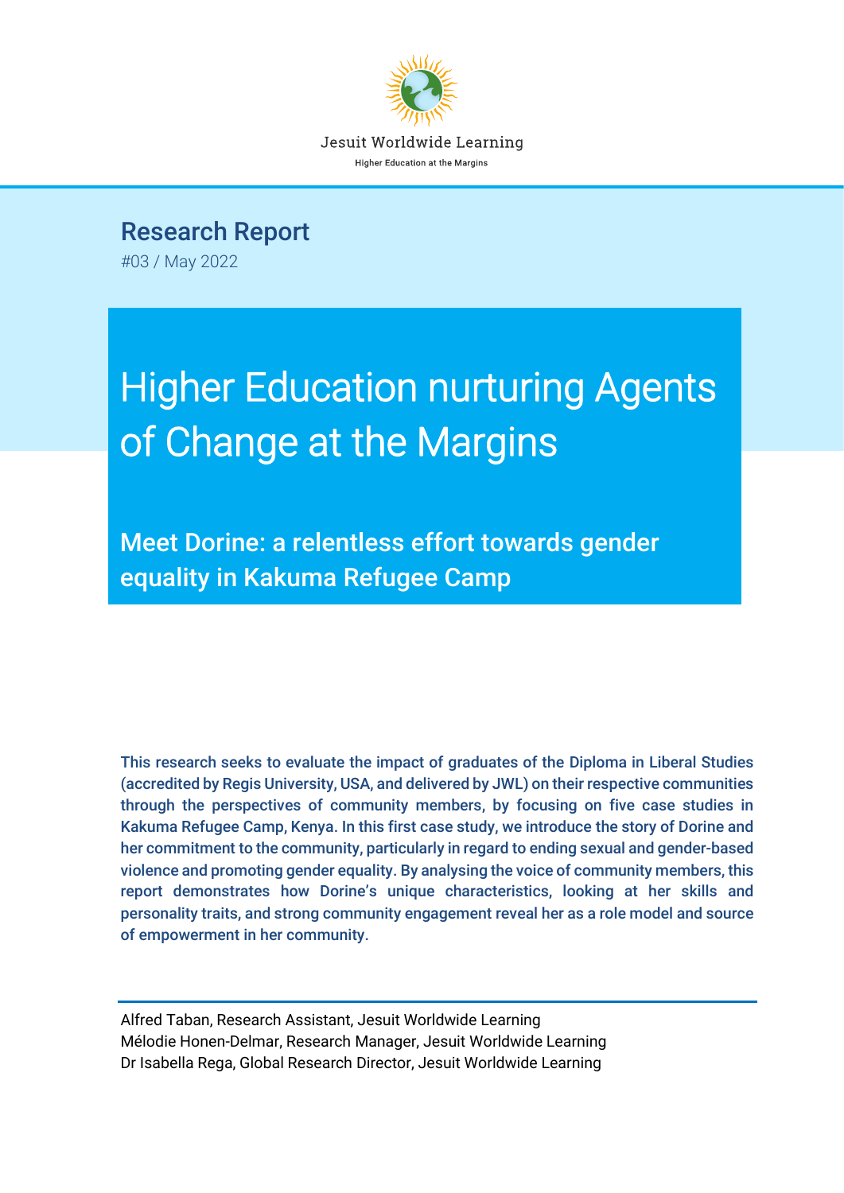Jesuit Worldwide Learning

Higher Education at the Margins

## Research Report

#03 / May 2022

# Higher Education nurturing Agents of Change at the Margins

## Meet Dorine: a relentless effort towards gender equality in Kakuma Refugee Camp

This research seeks to evaluate the impact of graduates of the Diploma in Liberal Studies (accredited by Regis University, USA, and delivered by JWL) on their respective communities through the perspectives of community members, by focusing on five case studies in Kakuma Refugee Camp, Kenya. In this first case study, we introduce the story of Dorine and her commitment to the community, particularly in regard to ending sexual and gender-based violence and promoting gender equality. By analysing the voice of community members, this report demonstrates how Dorine's unique characteristics, looking at her skills and personality traits, and strong community engagement reveal her as a role model and source of empowerment in her community.

Alfred Taban, Research Assistant, Jesuit Worldwide Learning

Mélodie Honen-Delmar, Research Manager, Jesuit Worldwide Learning

Dr Isabella Rega, Global Research Director, Jesuit Worldwide Learning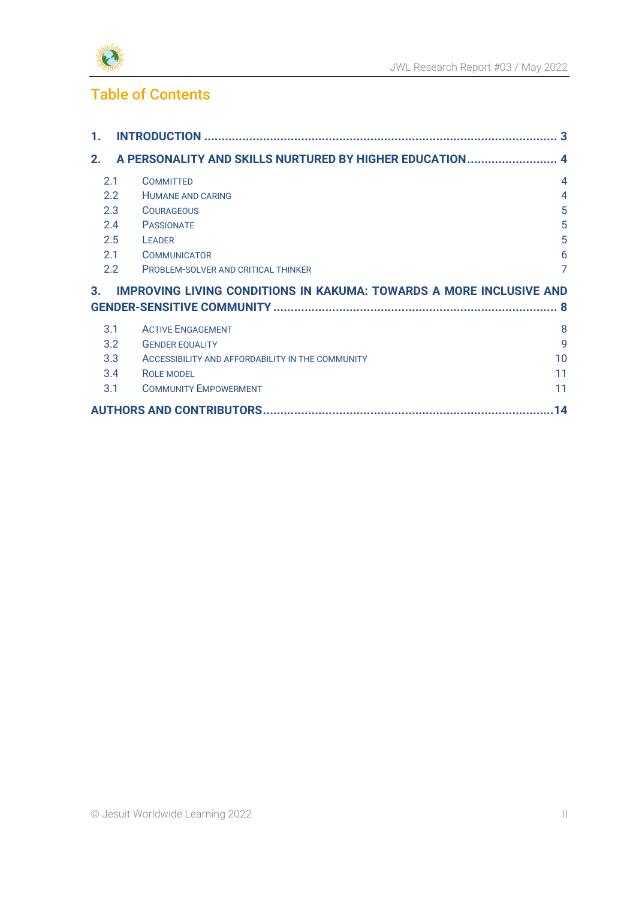# Table of Contents

| | | |
|---|---|---|
| **1.** | **INTRODUCTION** | **3** |
| **2.** | **A PERSONALITY AND SKILLS NURTURED BY HIGHER EDUCATION** | **4** |
| 2.1 | COMMITTED | 4 |
| 2.2 | HUMANE AND CARING | 4 |
| 2.3 | COURAGEOUS | 5 |
| 2.4 | PASSIONATE | 5 |
| 2.5 | LEADER | 5 |
| 2.1 | COMMUNICATOR | 6 |
| 2.2 | PROBLEM-SOLVER AND CRITICAL THINKER | 7 |
| **3.** | **IMPROVING LIVING CONDITIONS IN KAKUMA: TOWARDS A MORE INCLUSIVE AND GENDER-SENSITIVE COMMUNITY** | **8** |
| 3.1 | ACTIVE ENGAGEMENT | 8 |
| 3.2 | GENDER EQUALITY | 9 |
| 3.3 | ACCESSIBILITY AND AFFORDABILITY IN THE COMMUNITY | 10 |
| 3.4 | ROLE MODEL | 11 |
| 3.1 | COMMUNITY EMPOWERMENT | 11 |
| | **AUTHORS AND CONTRIBUTORS** | **14** |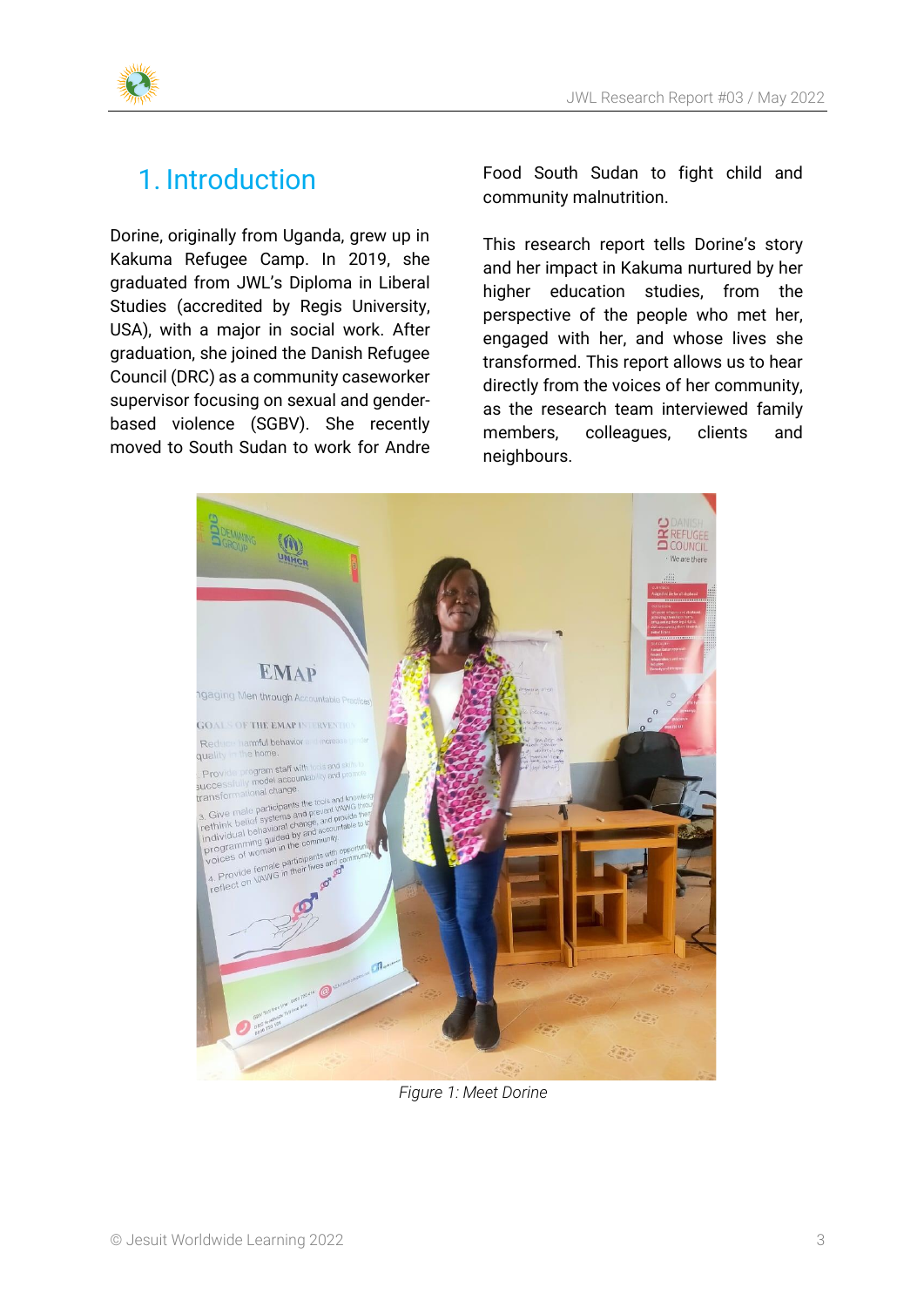# 1. Introduction

Dorine, originally from Uganda, grew up in Kakuma Refugee Camp. In 2019, she graduated from JWL's Diploma in Liberal Studies (accredited by Regis University, USA), with a major in social work. After graduation, she joined the Danish Refugee Council (DRC) as a community caseworker supervisor focusing on sexual and gender-based violence (SGBV). She recently moved to South Sudan to work for Andre Food South Sudan to fight child and community malnutrition.

This research report tells Dorine's story and her impact in Kakuma nurtured by her higher education studies, from the perspective of the people who met her, engaged with her, and whose lives she transformed. This report allows us to hear directly from the voices of her community, as the research team interviewed family members, colleagues, clients and neighbours.

*Figure 1: Meet Dorine*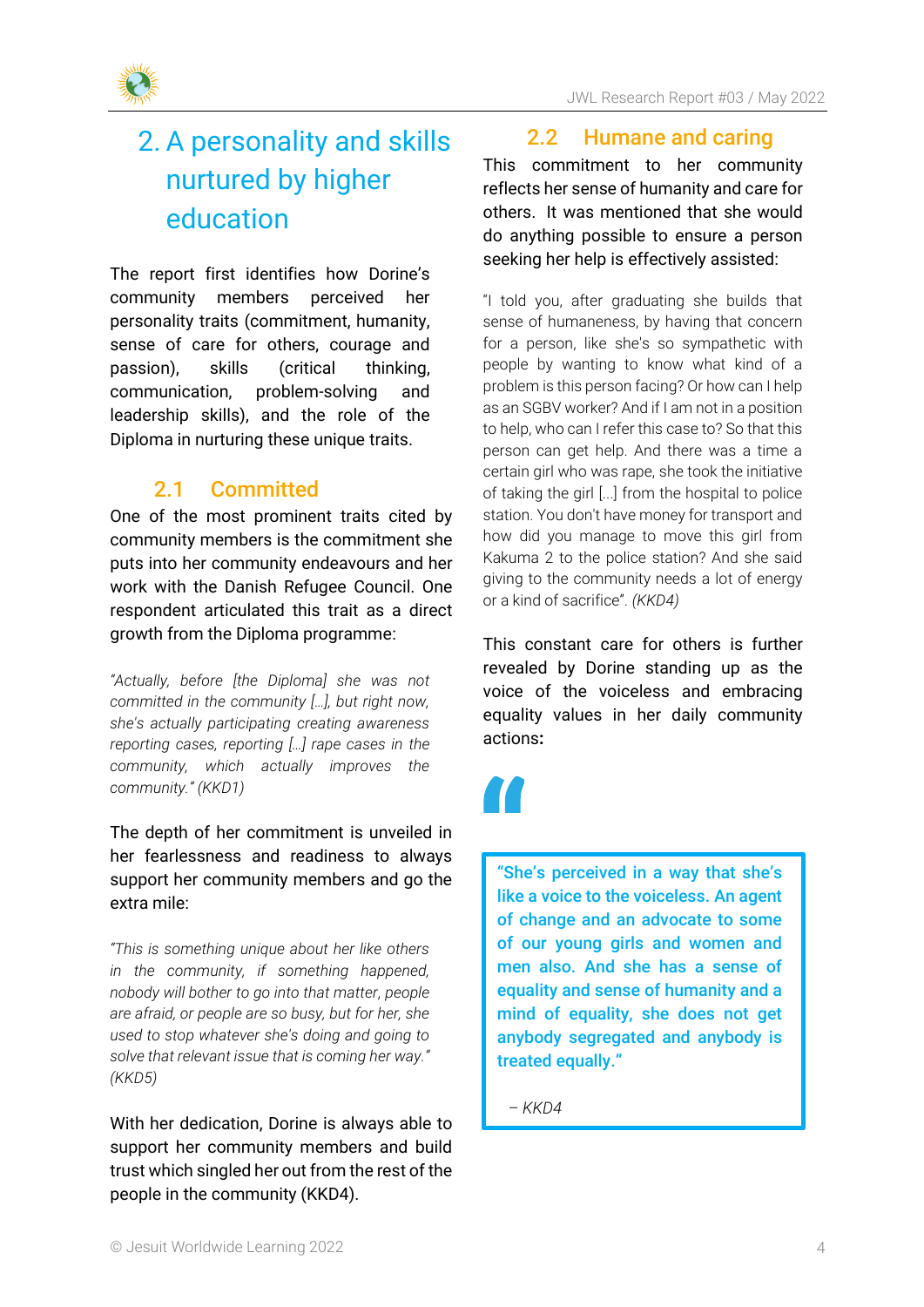# 2. A personality and skills nurtured by higher education

The report first identifies how Dorine's community members perceived her personality traits (commitment, humanity, sense of care for others, courage and passion), skills (critical thinking, communication, problem-solving and leadership skills), and the role of the Diploma in nurturing these unique traits.

## 2.1 Committed

One of the most prominent traits cited by community members is the commitment she puts into her community endeavours and her work with the Danish Refugee Council. One respondent articulated this trait as a direct growth from the Diploma programme:

> *"Actually, before [the Diploma] she was not committed in the community […], but right now, she's actually participating creating awareness reporting cases, reporting […] rape cases in the community, which actually improves the community." (KKD1)*

The depth of her commitment is unveiled in her fearlessness and readiness to always support her community members and go the extra mile:

> *"This is something unique about her like others in the community, if something happened, nobody will bother to go into that matter, people are afraid, or people are so busy, but for her, she used to stop whatever she's doing and going to solve that relevant issue that is coming her way." (KKD5)*

With her dedication, Dorine is always able to support her community members and build trust which singled her out from the rest of the people in the community (KKD4).

## 2.2 Humane and caring

This commitment to her community reflects her sense of humanity and care for others. It was mentioned that she would do anything possible to ensure a person seeking her help is effectively assisted:

> "I told you, after graduating she builds that sense of humaneness, by having that concern for a person, like she's so sympathetic with people by wanting to know what kind of a problem is this person facing? Or how can I help as an SGBV worker? And if I am not in a position to help, who can I refer this case to? So that this person can get help. And there was a time a certain girl who was rape, she took the initiative of taking the girl […] from the hospital to police station. You don't have money for transport and how did you manage to move this girl from Kakuma 2 to the police station? And she said giving to the community needs a lot of energy or a kind of sacrifice". *(KKD4)*

This constant care for others is further revealed by Dorine standing up as the voice of the voiceless and embracing equality values in her daily community actions**:**

> **"She's perceived in a way that she's like a voice to the voiceless. An agent of change and an advocate to some of our young girls and women and men also. And she has a sense of equality and sense of humanity and a mind of equality, she does not get anybody segregated and anybody is treated equally."**
>
> *– KKD4*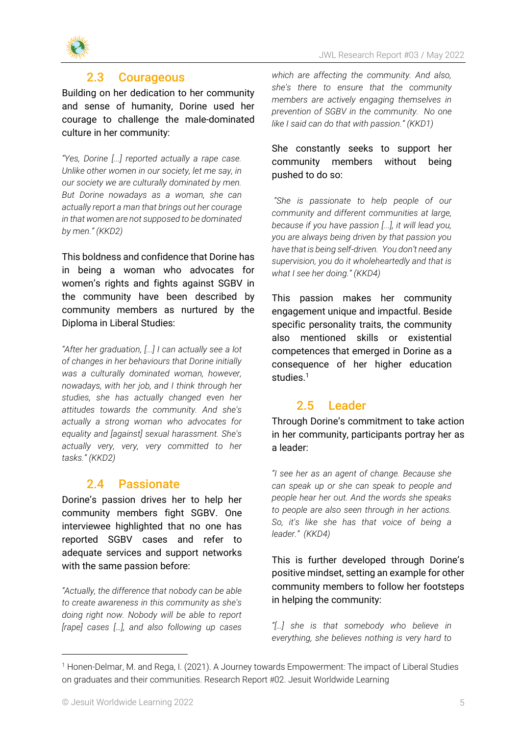## 2.3 Courageous

Building on her dedication to her community and sense of humanity, Dorine used her courage to challenge the male-dominated culture in her community:

*"Yes, Dorine [...] reported actually a rape case. Unlike other women in our society, let me say, in our society we are culturally dominated by men. But Dorine nowadays as a woman, she can actually report a man that brings out her courage in that women are not supposed to be dominated by men." (KKD2)*

This boldness and confidence that Dorine has in being a woman who advocates for women's rights and fights against SGBV in the community have been described by community members as nurtured by the Diploma in Liberal Studies:

*"After her graduation, [...] I can actually see a lot of changes in her behaviours that Dorine initially was a culturally dominated woman, however, nowadays, with her job, and I think through her studies, she has actually changed even her attitudes towards the community. And she's actually a strong woman who advocates for equality and [against] sexual harassment. She's actually very, very, very committed to her tasks." (KKD2)*

## 2.4 Passionate

Dorine's passion drives her to help her community members fight SGBV. One interviewee highlighted that no one has reported SGBV cases and refer to adequate services and support networks with the same passion before:

*"Actually, the difference that nobody can be able to create awareness in this community as she's doing right now. Nobody will be able to report [rape] cases [...], and also following up cases which are affecting the community. And also, she's there to ensure that the community members are actively engaging themselves in prevention of SGBV in the community. No one like I said can do that with passion." (KKD1)*

She constantly seeks to support her community members without being pushed to do so:

*"She is passionate to help people of our community and different communities at large, because if you have passion [...], it will lead you, you are always being driven by that passion you have that is being self-driven. You don't need any supervision, you do it wholeheartedly and that is what I see her doing." (KKD4)*

This passion makes her community engagement unique and impactful. Beside specific personality traits, the community also mentioned skills or existential competences that emerged in Dorine as a consequence of her higher education studies.[1]

## 2.5 Leader

Through Dorine's commitment to take action in her community, participants portray her as a leader:

*"I see her as an agent of change. Because she can speak up or she can speak to people and people hear her out. And the words she speaks to people are also seen through in her actions. So, it's like she has that voice of being a leader." (KKD4)*

This is further developed through Dorine's positive mindset, setting an example for other community members to follow her footsteps in helping the community:

*"[...] she is that somebody who believe in everything, she believes nothing is very hard to*

---

[1] Honen-Delmar, M. and Rega, I. (2021). A Journey towards Empowerment: The impact of Liberal Studies on graduates and their communities. Research Report #02. Jesuit Worldwide Learning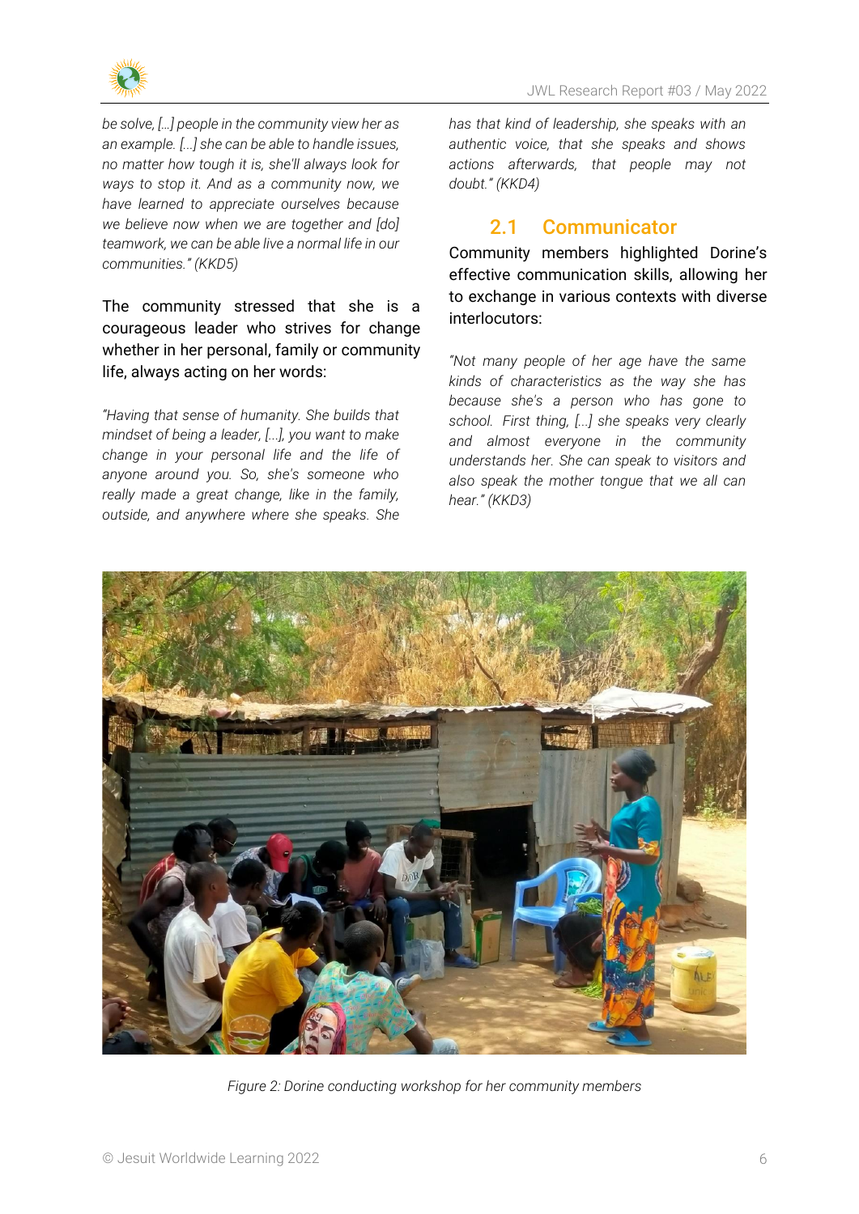*be solve, [...] people in the community view her as an example. [...] she can be able to handle issues, no matter how tough it is, she'll always look for ways to stop it. And as a community now, we have learned to appreciate ourselves because we believe now when we are together and [do] teamwork, we can be able live a normal life in our communities." (KKD5)*

The community stressed that she is a courageous leader who strives for change whether in her personal, family or community life, always acting on her words:

*"Having that sense of humanity. She builds that mindset of being a leader, [...], you want to make change in your personal life and the life of anyone around you. So, she's someone who really made a great change, like in the family, outside, and anywhere where she speaks. She has that kind of leadership, she speaks with an authentic voice, that she speaks and shows actions afterwards, that people may not doubt." (KKD4)*

## 2.1 Communicator

Community members highlighted Dorine's effective communication skills, allowing her to exchange in various contexts with diverse interlocutors:

*"Not many people of her age have the same kinds of characteristics as the way she has because she's a person who has gone to school. First thing, [...] she speaks very clearly and almost everyone in the community understands her. She can speak to visitors and also speak the mother tongue that we all can hear." (KKD3)*

*Figure 2: Dorine conducting workshop for her community members*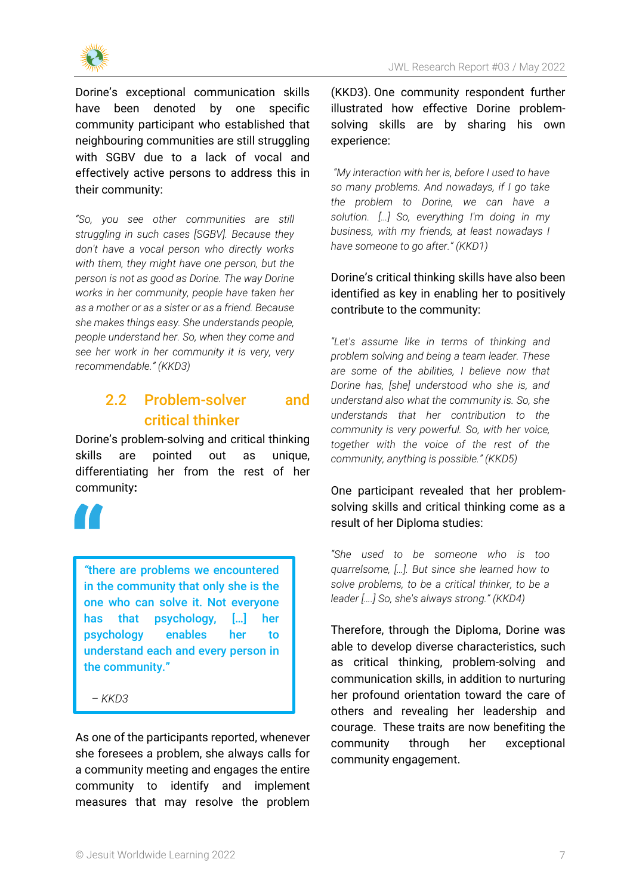Dorine's exceptional communication skills have been denoted by one specific community participant who established that neighbouring communities are still struggling with SGBV due to a lack of vocal and effectively active persons to address this in their community:

*"So, you see other communities are still struggling in such cases [SGBV]. Because they don't have a vocal person who directly works with them, they might have one person, but the person is not as good as Dorine. The way Dorine works in her community, people have taken her as a mother or as a sister or as a friend. Because she makes things easy. She understands people, people understand her. So, when they come and see her work in her community it is very, very recommendable." (KKD3)*

## 2.2 Problem-solver and critical thinker

Dorine's problem-solving and critical thinking skills are pointed out as unique, differentiating her from the rest of her community**:**

> **"there are problems we encountered in the community that only she is the one who can solve it. Not everyone has that psychology, […] her psychology enables her to understand each and every person in the community."**
>
> *– KKD3*

As one of the participants reported, whenever she foresees a problem, she always calls for a community meeting and engages the entire community to identify and implement measures that may resolve the problem (KKD3). One community respondent further illustrated how effective Dorine problem-solving skills are by sharing his own experience:

*"My interaction with her is, before I used to have so many problems. And nowadays, if I go take the problem to Dorine, we can have a solution. […] So, everything I'm doing in my business, with my friends, at least nowadays I have someone to go after." (KKD1)*

Dorine's critical thinking skills have also been identified as key in enabling her to positively contribute to the community:

*"Let's assume like in terms of thinking and problem solving and being a team leader. These are some of the abilities, I believe now that Dorine has, [she] understood who she is, and understand also what the community is. So, she understands that her contribution to the community is very powerful. So, with her voice, together with the voice of the rest of the community, anything is possible." (KKD5)*

One participant revealed that her problem-solving skills and critical thinking come as a result of her Diploma studies:

*"She used to be someone who is too quarrelsome, […]. But since she learned how to solve problems, to be a critical thinker, to be a leader [….] So, she's always strong." (KKD4)*

Therefore, through the Diploma, Dorine was able to develop diverse characteristics, such as critical thinking, problem-solving and communication skills, in addition to nurturing her profound orientation toward the care of others and revealing her leadership and courage. These traits are now benefiting the community through her exceptional community engagement.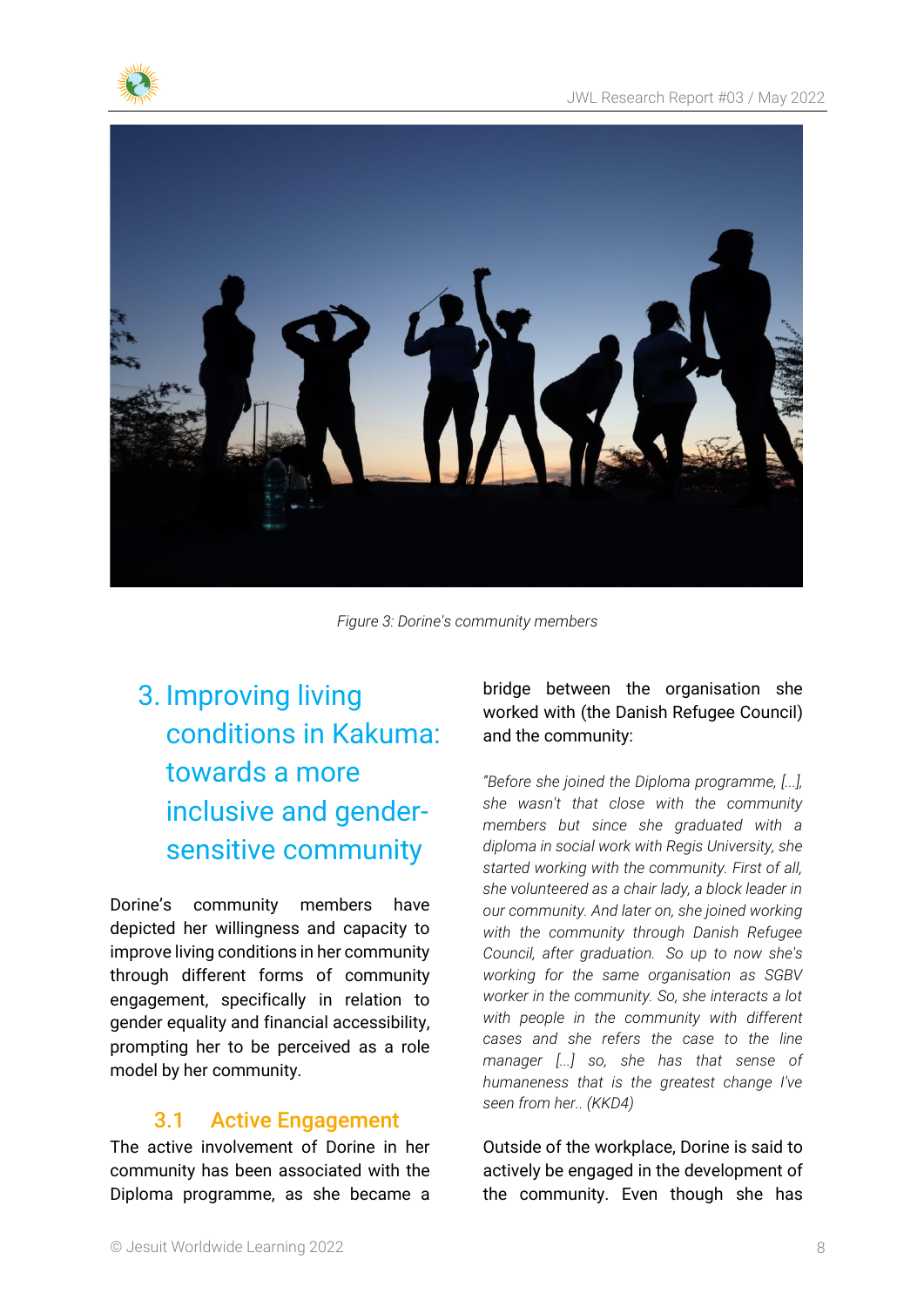Figure 3: Dorine's community members

## 3. Improving living conditions in Kakuma: towards a more inclusive and gender-sensitive community

Dorine's community members have depicted her willingness and capacity to improve living conditions in her community through different forms of community engagement, specifically in relation to gender equality and financial accessibility, prompting her to be perceived as a role model by her community.

### 3.1 Active Engagement

The active involvement of Dorine in her community has been associated with the Diploma programme, as she became a bridge between the organisation she worked with (the Danish Refugee Council) and the community:

*"Before she joined the Diploma programme, [...], she wasn't that close with the community members but since she graduated with a diploma in social work with Regis University, she started working with the community. First of all, she volunteered as a chair lady, a block leader in our community. And later on, she joined working with the community through Danish Refugee Council, after graduation. So up to now she's working for the same organisation as SGBV worker in the community. So, she interacts a lot with people in the community with different cases and she refers the case to the line manager [...] so, she has that sense of humaneness that is the greatest change I've seen from her.. (KKD4)*

Outside of the workplace, Dorine is said to actively be engaged in the development of the community. Even though she has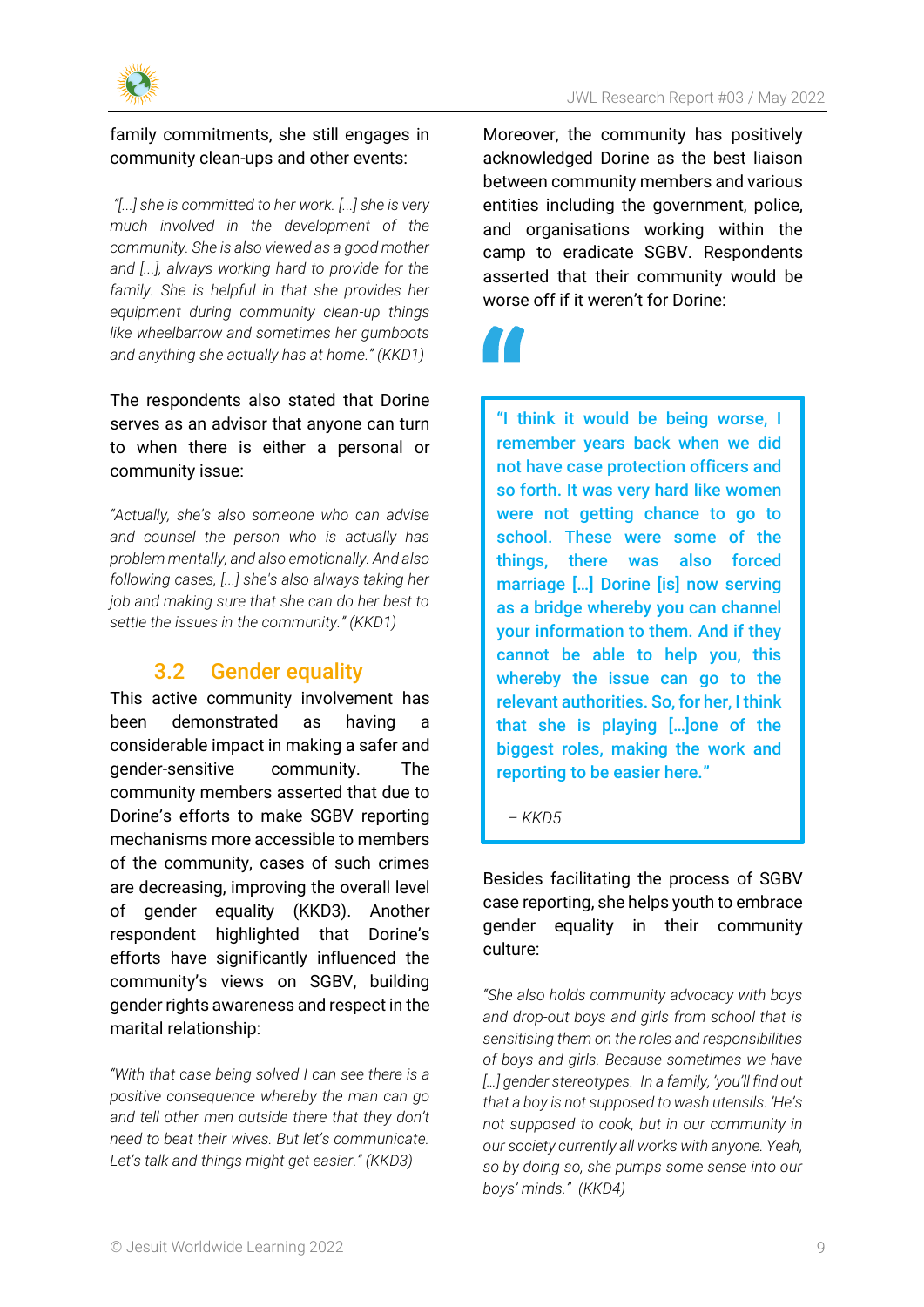family commitments, she still engages in community clean-ups and other events:

*"[...] she is committed to her work. [...] she is very much involved in the development of the community. She is also viewed as a good mother and [...], always working hard to provide for the family. She is helpful in that she provides her equipment during community clean-up things like wheelbarrow and sometimes her gumboots and anything she actually has at home." (KKD1)*

The respondents also stated that Dorine serves as an advisor that anyone can turn to when there is either a personal or community issue:

*"Actually, she's also someone who can advise and counsel the person who is actually has problem mentally, and also emotionally. And also following cases, [...] she's also always taking her job and making sure that she can do her best to settle the issues in the community." (KKD1)*

## 3.2 Gender equality

This active community involvement has been demonstrated as having a considerable impact in making a safer and gender-sensitive community. The community members asserted that due to Dorine's efforts to make SGBV reporting mechanisms more accessible to members of the community, cases of such crimes are decreasing, improving the overall level of gender equality (KKD3). Another respondent highlighted that Dorine's efforts have significantly influenced the community's views on SGBV, building gender rights awareness and respect in the marital relationship:

*"With that case being solved I can see there is a positive consequence whereby the man can go and tell other men outside there that they don't need to beat their wives. But let's communicate. Let's talk and things might get easier." (KKD3)*

Moreover, the community has positively acknowledged Dorine as the best liaison between community members and various entities including the government, police, and organisations working within the camp to eradicate SGBV. Respondents asserted that their community would be worse off if it weren't for Dorine:

> **"I think it would be being worse, I remember years back when we did not have case protection officers and so forth. It was very hard like women were not getting chance to go to school. These were some of the things, there was also forced marriage [...] Dorine [is] now serving as a bridge whereby you can channel your information to them. And if they cannot be able to help you, this whereby the issue can go to the relevant authorities. So, for her, I think that she is playing [...]one of the biggest roles, making the work and reporting to be easier here."**
>
> *– KKD5*

Besides facilitating the process of SGBV case reporting, she helps youth to embrace gender equality in their community culture:

*"She also holds community advocacy with boys and drop-out boys and girls from school that is sensitising them on the roles and responsibilities of boys and girls. Because sometimes we have [...] gender stereotypes. In a family, 'you'll find out that a boy is not supposed to wash utensils. 'He's not supposed to cook, but in our community in our society currently all works with anyone. Yeah, so by doing so, she pumps some sense into our boys' minds." (KKD4)*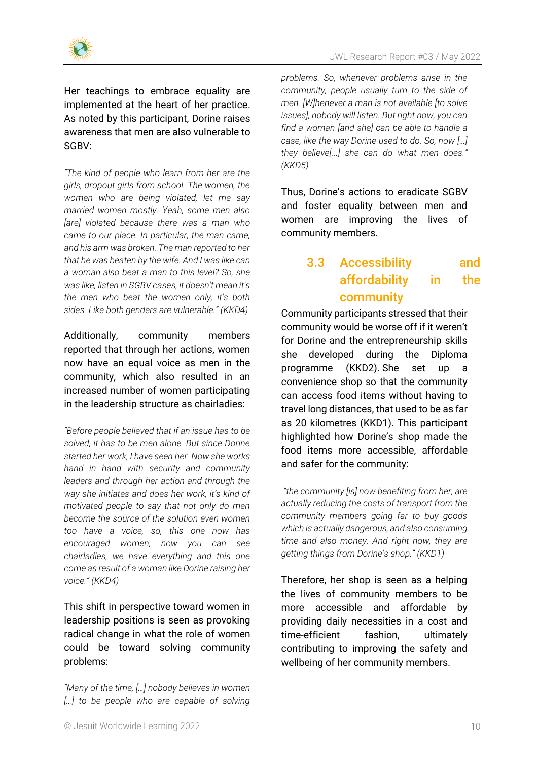Her teachings to embrace equality are implemented at the heart of her practice. As noted by this participant, Dorine raises awareness that men are also vulnerable to SGBV:

*"The kind of people who learn from her are the girls, dropout girls from school. The women, the women who are being violated, let me say married women mostly. Yeah, some men also [are] violated because there was a man who came to our place. In particular, the man came, and his arm was broken. The man reported to her that he was beaten by the wife. And I was like can a woman also beat a man to this level? So, she was like, listen in SGBV cases, it doesn't mean it's the men who beat the women only, it's both sides. Like both genders are vulnerable." (KKD4)*

Additionally, community members reported that through her actions, women now have an equal voice as men in the community, which also resulted in an increased number of women participating in the leadership structure as chairladies:

*"Before people believed that if an issue has to be solved, it has to be men alone. But since Dorine started her work, I have seen her. Now she works hand in hand with security and community leaders and through her action and through the way she initiates and does her work, it's kind of motivated people to say that not only do men become the source of the solution even women too have a voice, so, this one now has encouraged women, now you can see chairladies, we have everything and this one come as result of a woman like Dorine raising her voice." (KKD4)*

This shift in perspective toward women in leadership positions is seen as provoking radical change in what the role of women could be toward solving community problems:

*"Many of the time, […] nobody believes in women […] to be people who are capable of solving problems. So, whenever problems arise in the community, people usually turn to the side of men. [W]henever a man is not available [to solve issues], nobody will listen. But right now, you can find a woman [and she] can be able to handle a case, like the way Dorine used to do. So, now […] they believe[...] she can do what men does." (KKD5)*

Thus, Dorine's actions to eradicate SGBV and foster equality between men and women are improving the lives of community members.

## 3.3 Accessibility and affordability in the community

Community participants stressed that their community would be worse off if it weren't for Dorine and the entrepreneurship skills she developed during the Diploma programme (KKD2). She set up a convenience shop so that the community can access food items without having to travel long distances, that used to be as far as 20 kilometres (KKD1). This participant highlighted how Dorine's shop made the food items more accessible, affordable and safer for the community:

*"the community [is] now benefiting from her, are actually reducing the costs of transport from the community members going far to buy goods which is actually dangerous, and also consuming time and also money. And right now, they are getting things from Dorine's shop." (KKD1)*

Therefore, her shop is seen as a helping the lives of community members to be more accessible and affordable by providing daily necessities in a cost and time-efficient fashion, ultimately contributing to improving the safety and wellbeing of her community members.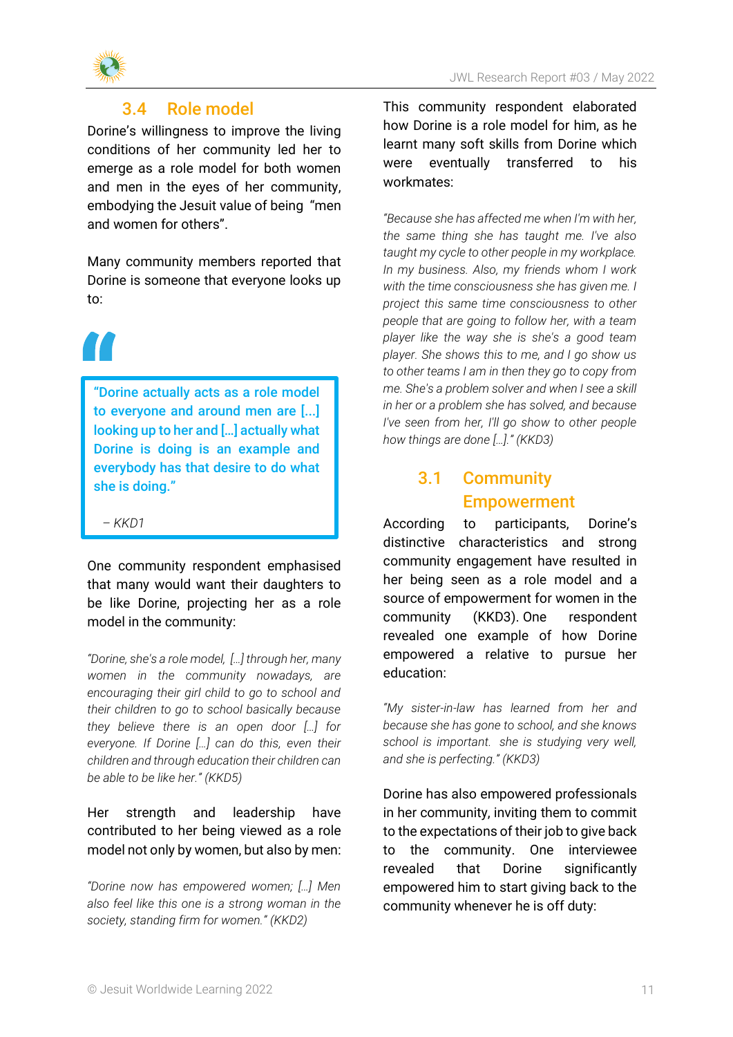## 3.4 Role model

Dorine's willingness to improve the living conditions of her community led her to emerge as a role model for both women and men in the eyes of her community, embodying the Jesuit value of being "men and women for others".

Many community members reported that Dorine is someone that everyone looks up to:

> "Dorine actually acts as a role model to everyone and around men are [...] looking up to her and [...] actually what Dorine is doing is an example and everybody has that desire to do what she is doing."
>
> *– KKD1*

One community respondent emphasised that many would want their daughters to be like Dorine, projecting her as a role model in the community:

*"Dorine, she's a role model, [...] through her, many women in the community nowadays, are encouraging their girl child to go to school and their children to go to school basically because they believe there is an open door [...] for everyone. If Dorine [...] can do this, even their children and through education their children can be able to be like her." (KKD5)*

Her strength and leadership have contributed to her being viewed as a role model not only by women, but also by men:

*"Dorine now has empowered women; [...] Men also feel like this one is a strong woman in the society, standing firm for women." (KKD2)*

This community respondent elaborated how Dorine is a role model for him, as he learnt many soft skills from Dorine which were eventually transferred to his workmates:

*"Because she has affected me when I'm with her, the same thing she has taught me. I've also taught my cycle to other people in my workplace. In my business. Also, my friends whom I work with the time consciousness she has given me. I project this same time consciousness to other people that are going to follow her, with a team player like the way she is she's a good team player. She shows this to me, and I go show us to other teams I am in then they go to copy from me. She's a problem solver and when I see a skill in her or a problem she has solved, and because I've seen from her, I'll go show to other people how things are done [...]." (KKD3)*

## 3.1 Community Empowerment

According to participants, Dorine's distinctive characteristics and strong community engagement have resulted in her being seen as a role model and a source of empowerment for women in the community (KKD3). One respondent revealed one example of how Dorine empowered a relative to pursue her education:

*"My sister-in-law has learned from her and because she has gone to school, and she knows school is important. she is studying very well, and she is perfecting." (KKD3)*

Dorine has also empowered professionals in her community, inviting them to commit to the expectations of their job to give back to the community. One interviewee revealed that Dorine significantly empowered him to start giving back to the community whenever he is off duty: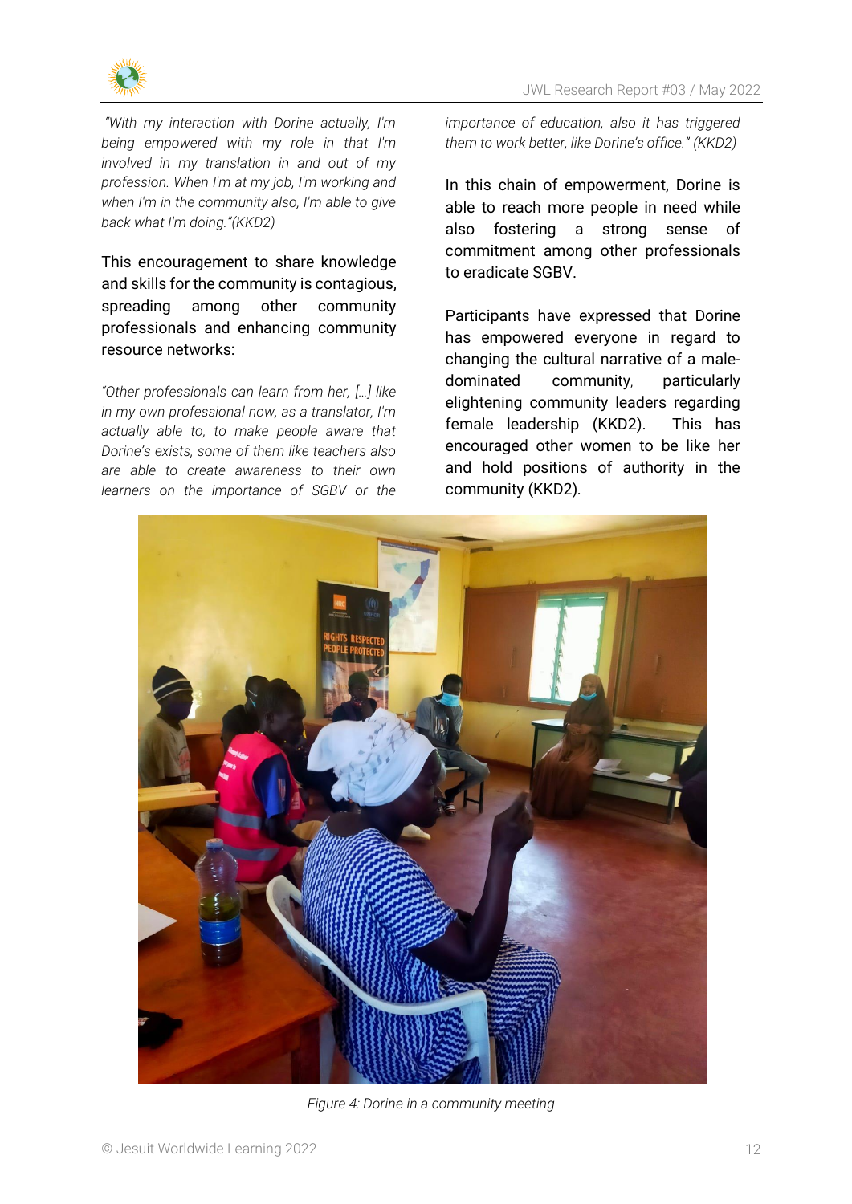*"With my interaction with Dorine actually, I'm being empowered with my role in that I'm involved in my translation in and out of my profession. When I'm at my job, I'm working and when I'm in the community also, I'm able to give back what I'm doing."(KKD2)*

This encouragement to share knowledge and skills for the community is contagious, spreading among other community professionals and enhancing community resource networks:

*"Other professionals can learn from her, […] like in my own professional now, as a translator, I'm actually able to, to make people aware that Dorine's exists, some of them like teachers also are able to create awareness to their own learners on the importance of SGBV or the importance of education, also it has triggered them to work better, like Dorine's office." (KKD2)*

In this chain of empowerment, Dorine is able to reach more people in need while also fostering a strong sense of commitment among other professionals to eradicate SGBV.

Participants have expressed that Dorine has empowered everyone in regard to changing the cultural narrative of a male-dominated community, particularly elightening community leaders regarding female leadership (KKD2). This has encouraged other women to be like her and hold positions of authority in the community (KKD2).

*Figure 4: Dorine in a community meeting*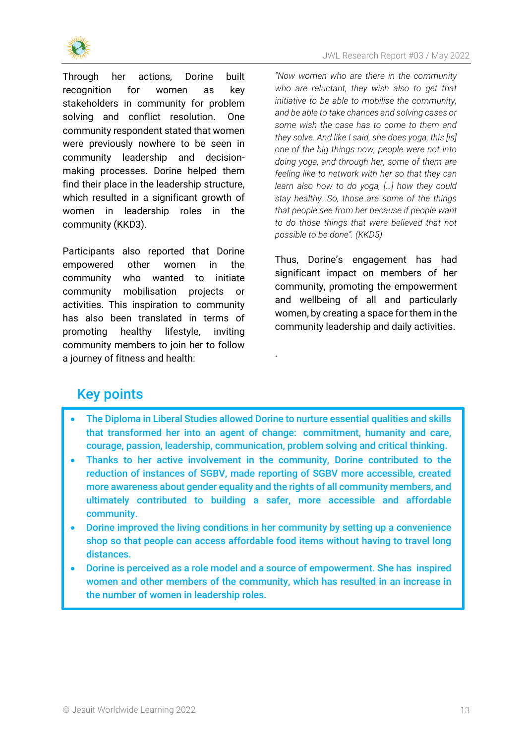Through her actions, Dorine built recognition for women as key stakeholders in community for problem solving and conflict resolution. One community respondent stated that women were previously nowhere to be seen in community leadership and decision-making processes. Dorine helped them find their place in the leadership structure, which resulted in a significant growth of women in leadership roles in the community (KKD3).

Participants also reported that Dorine empowered other women in the community who wanted to initiate community mobilisation projects or activities. This inspiration to community has also been translated in terms of promoting healthy lifestyle, inviting community members to join her to follow a journey of fitness and health:

*"Now women who are there in the community who are reluctant, they wish also to get that initiative to be able to mobilise the community, and be able to take chances and solving cases or some wish the case has to come to them and they solve. And like I said, she does yoga, this [is] one of the big things now, people were not into doing yoga, and through her, some of them are feeling like to network with her so that they can learn also how to do yoga, […] how they could stay healthy. So, those are some of the things that people see from her because if people want to do those things that were believed that not possible to be done". (KKD5)*

Thus, Dorine's engagement has had significant impact on members of her community, promoting the empowerment and wellbeing of all and particularly women, by creating a space for them in the community leadership and daily activities.

## Key points

- **The Diploma in Liberal Studies allowed Dorine to nurture essential qualities and skills that transformed her into an agent of change: commitment, humanity and care, courage, passion, leadership, communication, problem solving and critical thinking.**
- **Thanks to her active involvement in the community, Dorine contributed to the reduction of instances of SGBV, made reporting of SGBV more accessible, created more awareness about gender equality and the rights of all community members, and ultimately contributed to building a safer, more accessible and affordable community.**
- **Dorine improved the living conditions in her community by setting up a convenience shop so that people can access affordable food items without having to travel long distances.**
- **Dorine is perceived as a role model and a source of empowerment. She has inspired women and other members of the community, which has resulted in an increase in the number of women in leadership roles.**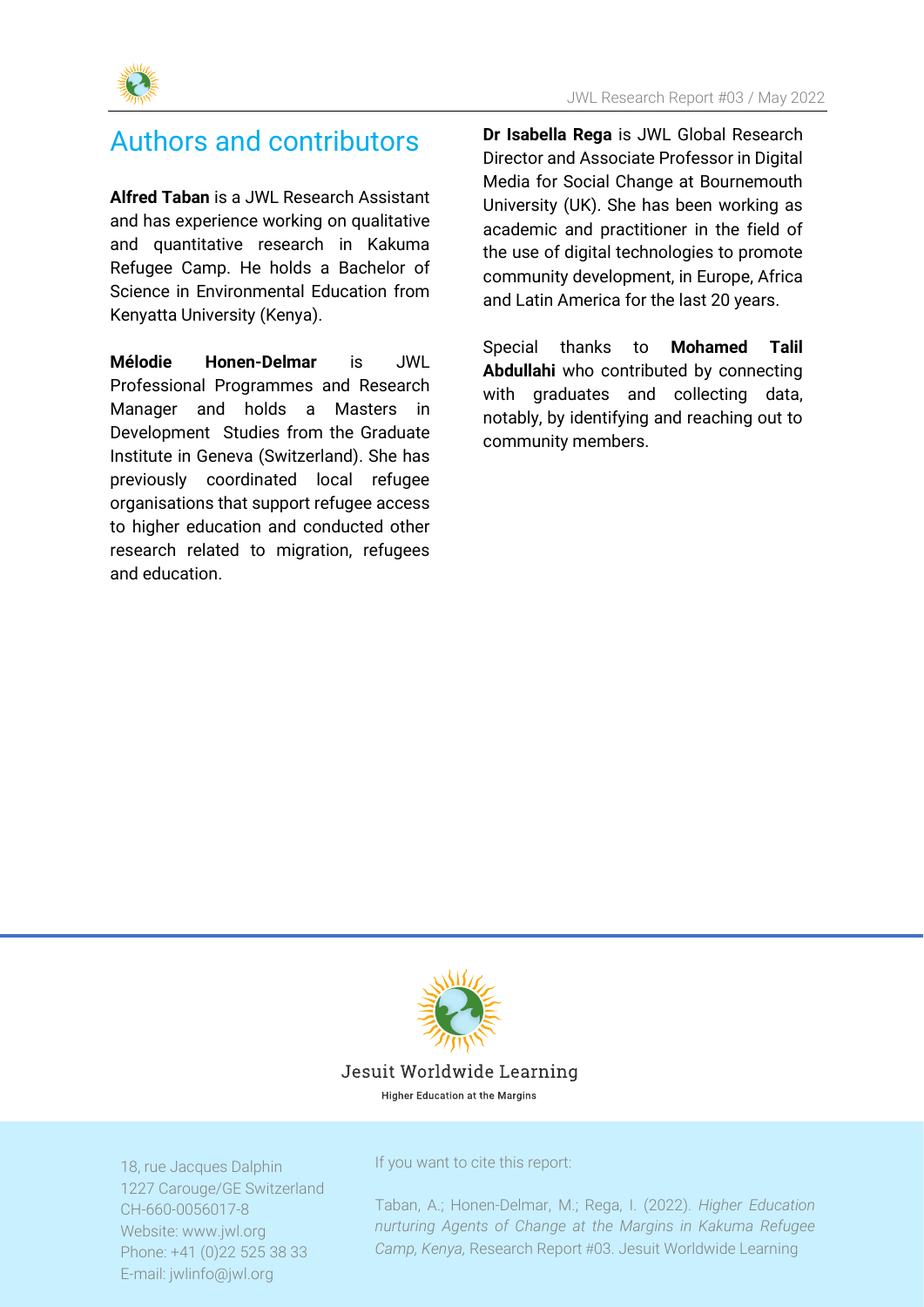## Authors and contributors

**Alfred Taban** is a JWL Research Assistant and has experience working on qualitative and quantitative research in Kakuma Refugee Camp. He holds a Bachelor of Science in Environmental Education from Kenyatta University (Kenya).

**Mélodie Honen-Delmar** is JWL Professional Programmes and Research Manager and holds a Masters in Development Studies from the Graduate Institute in Geneva (Switzerland). She has previously coordinated local refugee organisations that support refugee access to higher education and conducted other research related to migration, refugees and education.

**Dr Isabella Rega** is JWL Global Research Director and Associate Professor in Digital Media for Social Change at Bournemouth University (UK). She has been working as academic and practitioner in the field of the use of digital technologies to promote community development, in Europe, Africa and Latin America for the last 20 years.

Special thanks to **Mohamed Talil Abdullahi** who contributed by connecting with graduates and collecting data, notably, by identifying and reaching out to community members.

Jesuit Worldwide Learning

Higher Education at the Margins

18, rue Jacques Dalphin
1227 Carouge/GE Switzerland
CH-660-0056017-8
Website: www.jwl.org
Phone: +41 (0)22 525 38 33
E-mail: jwlinfo@jwl.org

If you want to cite this report:

Taban, A.; Honen-Delmar, M.; Rega, I. (2022). *Higher Education nurturing Agents of Change at the Margins in Kakuma Refugee Camp, Kenya*, Research Report #03. Jesuit Worldwide Learning